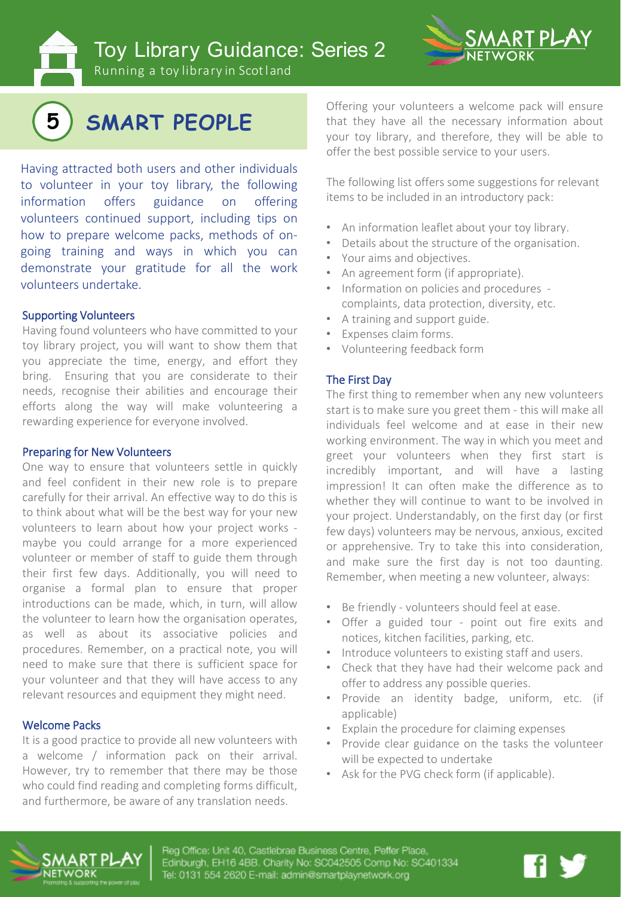# Toy Library Guidance: Series 2

Running a toy library in Scotland

## 5 SMART PEOPLE

Having attracted both users and other individuals to volunteer in your toy library, the following information offers guidance on offering volunteers continued support, including tips on how to prepare welcome packs, methods of on-going training and ways in which you can demonstrate your gratitude for all the work volunteers undertake.

### Supporting Volunteers

Having found volunteers who have committed to your toy library project, you will want to show them that you appreciate the time, energy, and effort they bring. Ensuring that you are considerate to their needs, recognise their abilities and encourage their efforts along the way will make volunteering a rewarding experience for everyone involved.

### Preparing for New Volunteers

One way to ensure that volunteers settle in quickly and feel confident in their new role is to prepare carefully for their arrival. An effective way to do this is to think about what will be the best way for your new volunteers to learn about how your project works - maybe you could arrange for a more experienced volunteer or member of staff to guide them through their first few days. Additionally, you will need to organise a formal plan to ensure that proper introductions can be made, which, in turn, will allow the volunteer to learn how the organisation operates, as well as about its associative policies and procedures. Remember, on a practical note, you will need to make sure that there is sufficient space for your volunteer and that they will have access to any relevant resources and equipment they might need.

### Welcome Packs

It is a good practice to provide all new volunteers with a welcome / information pack on their arrival. However, try to remember that there may be those who could find reading and completing forms difficult, and furthermore, be aware of any translation needs.

Offering your volunteers a welcome pack will ensure that they have all the necessary information about your toy library, and therefore, they will be able to offer the best possible service to your users.

The following list offers some suggestions for relevant items to be included in an introductory pack:

- An information leaflet about your toy library.
- Details about the structure of the organisation.
- Your aims and objectives.
- An agreement form (if appropriate).
- Information on policies and procedures - complaints, data protection, diversity, etc.
- A training and support guide.
- Expenses claim forms.
- Volunteering feedback form

### The First Day

The first thing to remember when any new volunteers start is to make sure you greet them - this will make all individuals feel welcome and at ease in their new working environment. The way in which you meet and greet your volunteers when they first start is incredibly important, and will have a lasting impression! It can often make the difference as to whether they will continue to want to be involved in your project. Understandably, on the first day (or first few days) volunteers may be nervous, anxious, excited or apprehensive. Try to take this into consideration, and make sure the first day is not too daunting. Remember, when meeting a new volunteer, always:

- Be friendly - volunteers should feel at ease.
- Offer a guided tour - point out fire exits and notices, kitchen facilities, parking, etc.
- Introduce volunteers to existing staff and users.
- Check that they have had their welcome pack and offer to address any possible queries.
- Provide an identity badge, uniform, etc. (if applicable)
- Explain the procedure for claiming expenses
- Provide clear guidance on the tasks the volunteer will be expected to undertake
- Ask for the PVG check form (if applicable).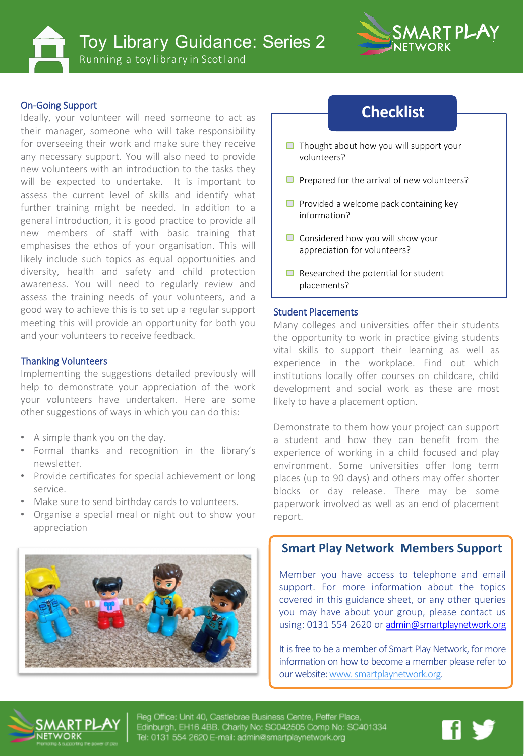## On-Going Support

Ideally, your volunteer will need someone to act as their manager, someone who will take responsibility for overseeing their work and make sure they receive any necessary support. You will also need to provide new volunteers with an introduction to the tasks they will be expected to undertake. It is important to assess the current level of skills and identify what further training might be needed. In addition to a general introduction, it is good practice to provide all new members of staff with basic training that emphasises the ethos of your organisation. This will likely include such topics as equal opportunities and diversity, health and safety and child protection awareness. You will need to regularly review and assess the training needs of your volunteers, and a good way to achieve this is to set up a regular support meeting this will provide an opportunity for both you and your volunteers to receive feedback.

## Thanking Volunteers

Implementing the suggestions detailed previously will help to demonstrate your appreciation of the work your volunteers have undertaken. Here are some other suggestions of ways in which you can do this:

- A simple thank you on the day.
- Formal thanks and recognition in the library's newsletter.
- Provide certificates for special achievement or long service.
- Make sure to send birthday cards to volunteers.
- Organise a special meal or night out to show your appreciation

## Checklist

- ☐ Thought about how you will support your volunteers?
- ☐ Prepared for the arrival of new volunteers?
- ☐ Provided a welcome pack containing key information?
- ☐ Considered how you will show your appreciation for volunteers?
- ☐ Researched the potential for student placements?

## Student Placements

Many colleges and universities offer their students the opportunity to work in practice giving students vital skills to support their learning as well as experience in the workplace. Find out which institutions locally offer courses on childcare, child development and social work as these are most likely to have a placement option.

Demonstrate to them how your project can support a student and how they can benefit from the experience of working in a child focused and play environment. Some universities offer long term places (up to 90 days) and others may offer shorter blocks or day release. There may be some paperwork involved as well as an end of placement report.

## Smart Play Network Members Support

Member you have access to telephone and email support. For more information about the topics covered in this guidance sheet, or any other queries you may have about your group, please contact us using: 0131 554 2620 or admin@smartplaynetwork.org

It is free to be a member of Smart Play Network, for more information on how to become a member please refer to our website: www.smartplaynetwork.org.